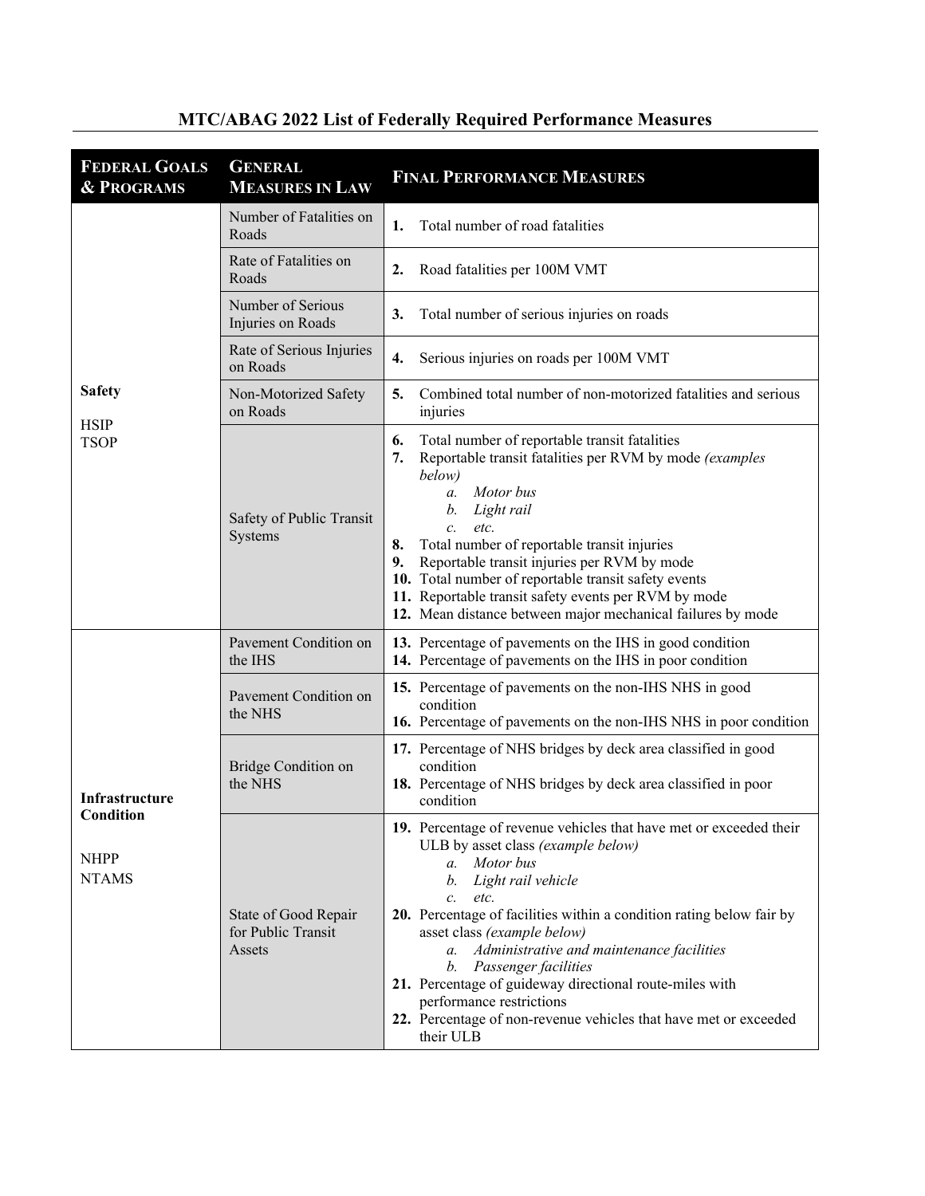## MTC/ABAG 2022 List of Federally Required Performance Measures

| **FEDERAL GOALS & PROGRAMS** | **GENERAL MEASURES IN LAW** | **FINAL PERFORMANCE MEASURES** |
|---|---|---|
| **Safety**<br><br>HSIP<br>TSOP | Number of Fatalities on Roads | **1.** Total number of road fatalities |
| | Rate of Fatalities on Roads | **2.** Road fatalities per 100M VMT |
| | Number of Serious Injuries on Roads | **3.** Total number of serious injuries on roads |
| | Rate of Serious Injuries on Roads | **4.** Serious injuries on roads per 100M VMT |
| | Non-Motorized Safety on Roads | **5.** Combined total number of non-motorized fatalities and serious injuries |
| | Safety of Public Transit Systems | **6.** Total number of reportable transit fatalities<br>**7.** Reportable transit fatalities per RVM by mode *(examples below)*<br>*a. Motor bus*<br>*b. Light rail*<br>*c. etc.*<br>**8.** Total number of reportable transit injuries<br>**9.** Reportable transit injuries per RVM by mode<br>**10.** Total number of reportable transit safety events<br>**11.** Reportable transit safety events per RVM by mode<br>**12.** Mean distance between major mechanical failures by mode |
| **Infrastructure Condition**<br><br>NHPP<br>NTAMS | Pavement Condition on the IHS | **13.** Percentage of pavements on the IHS in good condition<br>**14.** Percentage of pavements on the IHS in poor condition |
| | Pavement Condition on the NHS | **15.** Percentage of pavements on the non-IHS NHS in good condition<br>**16.** Percentage of pavements on the non-IHS NHS in poor condition |
| | Bridge Condition on the NHS | **17.** Percentage of NHS bridges by deck area classified in good condition<br>**18.** Percentage of NHS bridges by deck area classified in poor condition |
| | State of Good Repair for Public Transit Assets | **19.** Percentage of revenue vehicles that have met or exceeded their ULB by asset class *(example below)*<br>*a. Motor bus*<br>*b. Light rail vehicle*<br>*c. etc.*<br>**20.** Percentage of facilities within a condition rating below fair by asset class *(example below)*<br>*a. Administrative and maintenance facilities*<br>*b. Passenger facilities*<br>**21.** Percentage of guideway directional route-miles with performance restrictions<br>**22.** Percentage of non-revenue vehicles that have met or exceeded their ULB |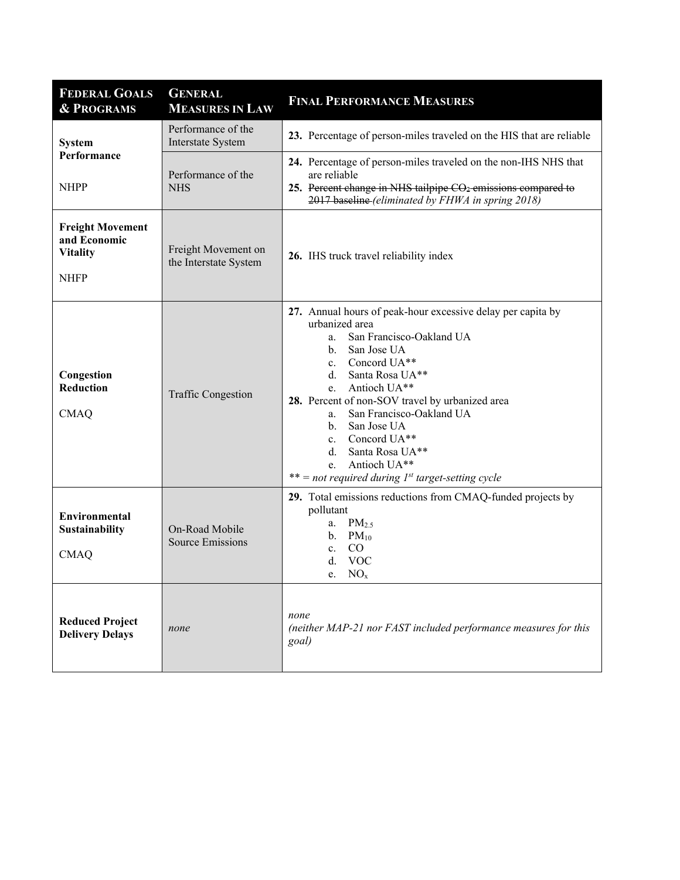| **Federal Goals & Programs** | **General Measures in Law** | **Final Performance Measures** |
|---|---|---|
| **System Performance**<br><br>NHPP | Performance of the Interstate System | **23.** Percentage of person-miles traveled on the HIS that are reliable |
| | Performance of the NHS | **24.** Percentage of person-miles traveled on the non-IHS NHS that are reliable<br>**25.** ~~Percent change in NHS tailpipe $CO_2$ emissions compared to 2017 baseline~~ *(eliminated by FHWA in spring 2018)* |
| **Freight Movement and Economic Vitality**<br><br>NHFP | Freight Movement on the Interstate System | **26.** IHS truck travel reliability index |
| **Congestion Reduction**<br><br>CMAQ | Traffic Congestion | **27.** Annual hours of peak-hour excessive delay per capita by urbanized area<br>a. San Francisco-Oakland UA<br>b. San Jose UA<br>c. Concord UA**<br>d. Santa Rosa UA**<br>e. Antioch UA**<br>**28.** Percent of non-SOV travel by urbanized area<br>a. San Francisco-Oakland UA<br>b. San Jose UA<br>c. Concord UA**<br>d. Santa Rosa UA**<br>e. Antioch UA**<br>*** = not required during 1st target-setting cycle* |
| **Environmental Sustainability**<br><br>CMAQ | On-Road Mobile Source Emissions | **29.** Total emissions reductions from CMAQ-funded projects by pollutant<br>a. $PM_{2.5}$<br>b. $PM_{10}$<br>c. CO<br>d. VOC<br>e. $NO_x$ |
| **Reduced Project Delivery Delays** | *none* | *none*<br>*(neither MAP-21 nor FAST included performance measures for this goal)* |